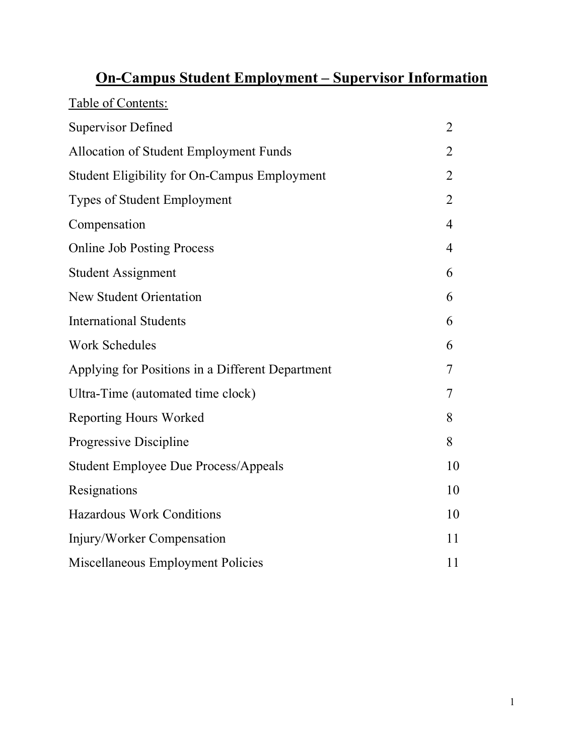# On-Campus Student Employment – Supervisor Information

Table of Contents:

| | |
|---|---|
| Supervisor Defined | 2 |
| Allocation of Student Employment Funds | 2 |
| Student Eligibility for On-Campus Employment | 2 |
| Types of Student Employment | 2 |
| Compensation | 4 |
| Online Job Posting Process | 4 |
| Student Assignment | 6 |
| New Student Orientation | 6 |
| International Students | 6 |
| Work Schedules | 6 |
| Applying for Positions in a Different Department | 7 |
| Ultra-Time (automated time clock) | 7 |
| Reporting Hours Worked | 8 |
| Progressive Discipline | 8 |
| Student Employee Due Process/Appeals | 10 |
| Resignations | 10 |
| Hazardous Work Conditions | 10 |
| Injury/Worker Compensation | 11 |
| Miscellaneous Employment Policies | 11 |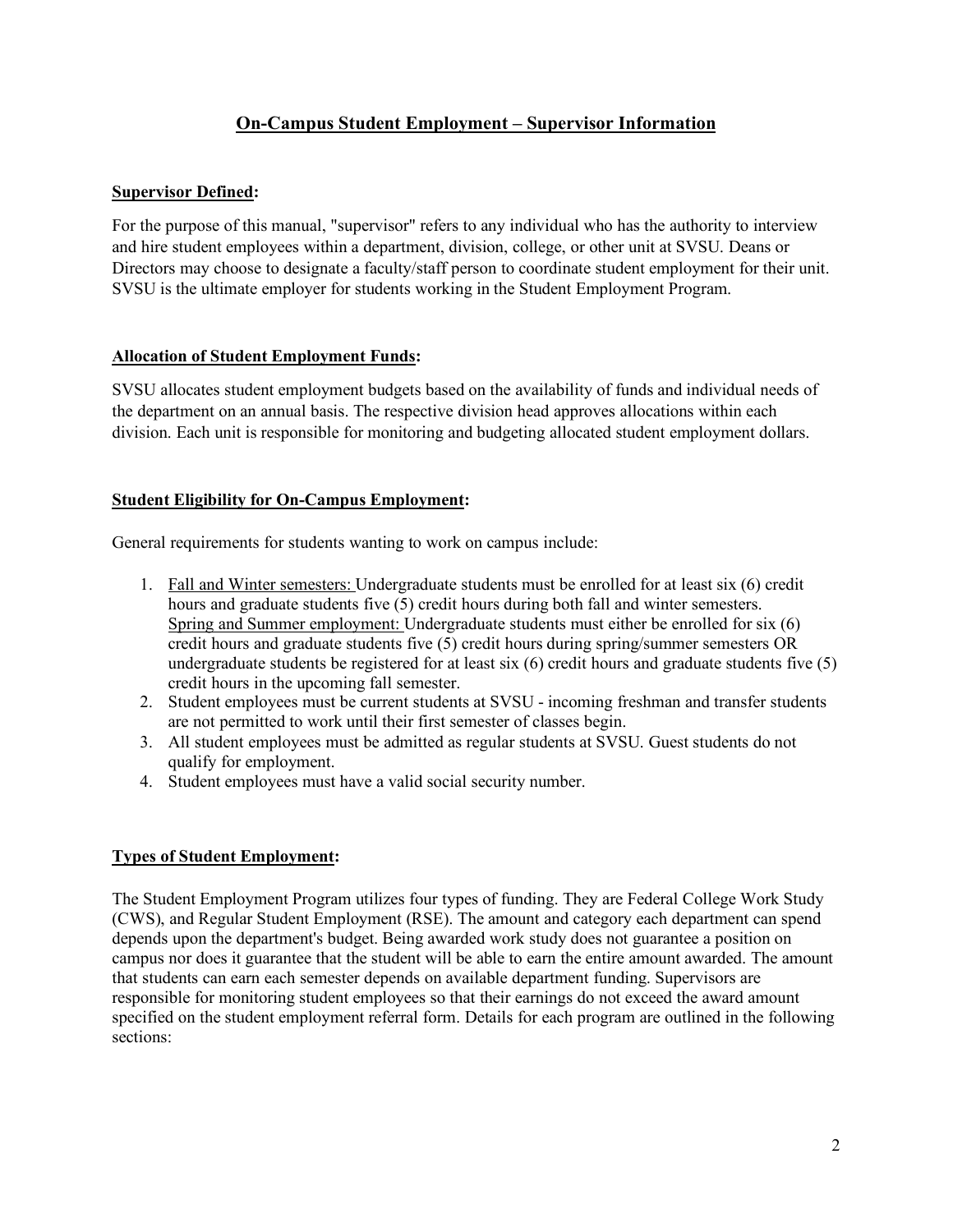## On-Campus Student Employment – Supervisor Information

**Supervisor Defined:**

For the purpose of this manual, "supervisor" refers to any individual who has the authority to interview and hire student employees within a department, division, college, or other unit at SVSU. Deans or Directors may choose to designate a faculty/staff person to coordinate student employment for their unit. SVSU is the ultimate employer for students working in the Student Employment Program.

**Allocation of Student Employment Funds:**

SVSU allocates student employment budgets based on the availability of funds and individual needs of the department on an annual basis. The respective division head approves allocations within each division. Each unit is responsible for monitoring and budgeting allocated student employment dollars.

**Student Eligibility for On-Campus Employment:**

General requirements for students wanting to work on campus include:

1. Fall and Winter semesters: Undergraduate students must be enrolled for at least six (6) credit hours and graduate students five (5) credit hours during both fall and winter semesters.
   Spring and Summer employment: Undergraduate students must either be enrolled for six (6) credit hours and graduate students five (5) credit hours during spring/summer semesters OR undergraduate students be registered for at least six (6) credit hours and graduate students five (5) credit hours in the upcoming fall semester.
2. Student employees must be current students at SVSU - incoming freshman and transfer students are not permitted to work until their first semester of classes begin.
3. All student employees must be admitted as regular students at SVSU. Guest students do not qualify for employment.
4. Student employees must have a valid social security number.

**Types of Student Employment:**

The Student Employment Program utilizes four types of funding. They are Federal College Work Study (CWS), and Regular Student Employment (RSE). The amount and category each department can spend depends upon the department's budget. Being awarded work study does not guarantee a position on campus nor does it guarantee that the student will be able to earn the entire amount awarded. The amount that students can earn each semester depends on available department funding. Supervisors are responsible for monitoring student employees so that their earnings do not exceed the award amount specified on the student employment referral form. Details for each program are outlined in the following sections: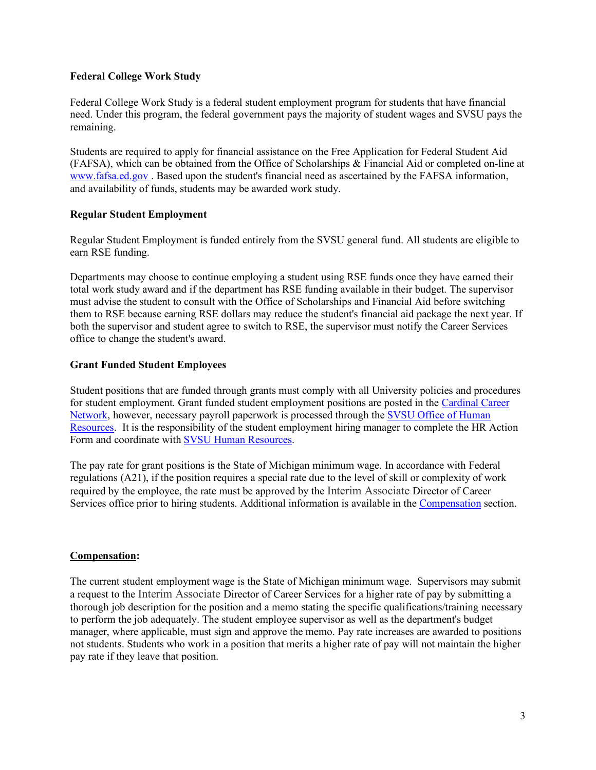**Federal College Work Study**

Federal College Work Study is a federal student employment program for students that have financial need. Under this program, the federal government pays the majority of student wages and SVSU pays the remaining.

Students are required to apply for financial assistance on the Free Application for Federal Student Aid (FAFSA), which can be obtained from the Office of Scholarships & Financial Aid or completed on-line at [www.fafsa.ed.gov](www.fafsa.ed.gov) . Based upon the student's financial need as ascertained by the FAFSA information, and availability of funds, students may be awarded work study.

**Regular Student Employment**

Regular Student Employment is funded entirely from the SVSU general fund. All students are eligible to earn RSE funding.

Departments may choose to continue employing a student using RSE funds once they have earned their total work study award and if the department has RSE funding available in their budget. The supervisor must advise the student to consult with the Office of Scholarships and Financial Aid before switching them to RSE because earning RSE dollars may reduce the student's financial aid package the next year. If both the supervisor and student agree to switch to RSE, the supervisor must notify the Career Services office to change the student's award.

**Grant Funded Student Employees**

Student positions that are funded through grants must comply with all University policies and procedures for student employment. Grant funded student employment positions are posted in the Cardinal Career Network, however, necessary payroll paperwork is processed through the SVSU Office of Human Resources. It is the responsibility of the student employment hiring manager to complete the HR Action Form and coordinate with SVSU Human Resources.

The pay rate for grant positions is the State of Michigan minimum wage. In accordance with Federal regulations (A21), if the position requires a special rate due to the level of skill or complexity of work required by the employee, the rate must be approved by the Interim Associate Director of Career Services office prior to hiring students. Additional information is available in the Compensation section.

**Compensation:**

The current student employment wage is the State of Michigan minimum wage. Supervisors may submit a request to the Interim Associate Director of Career Services for a higher rate of pay by submitting a thorough job description for the position and a memo stating the specific qualifications/training necessary to perform the job adequately. The student employee supervisor as well as the department's budget manager, where applicable, must sign and approve the memo. Pay rate increases are awarded to positions not students. Students who work in a position that merits a higher rate of pay will not maintain the higher pay rate if they leave that position.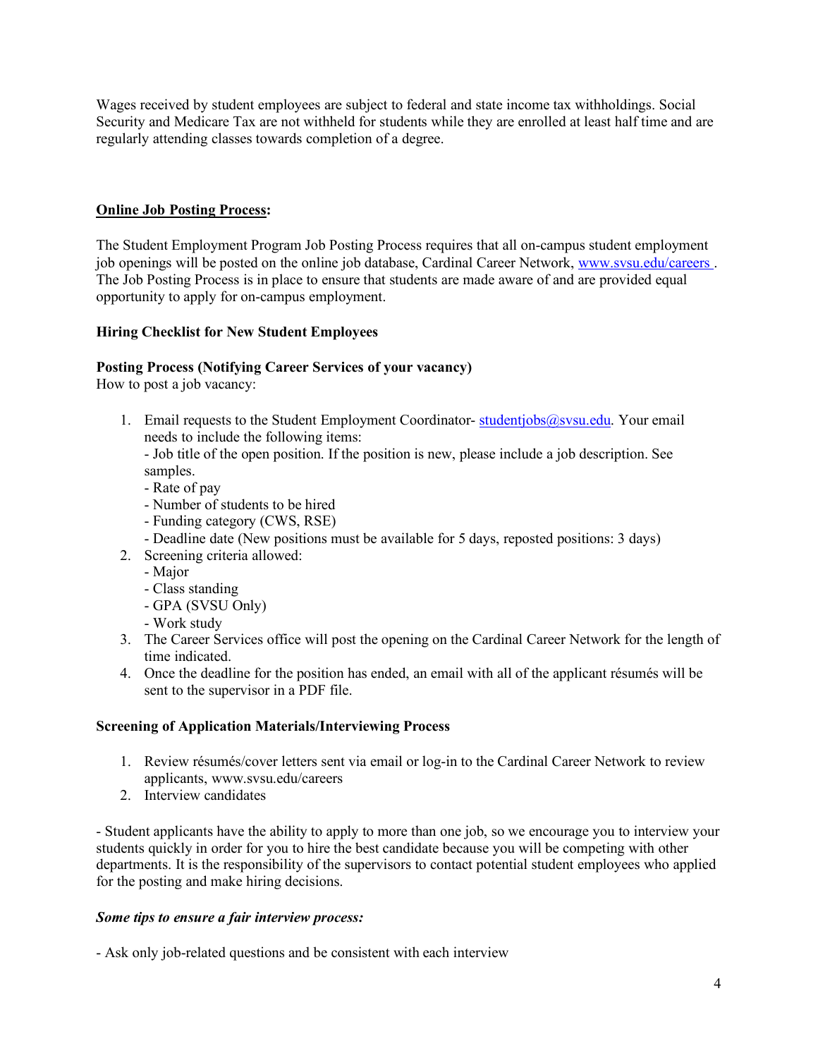Wages received by student employees are subject to federal and state income tax withholdings. Social Security and Medicare Tax are not withheld for students while they are enrolled at least half time and are regularly attending classes towards completion of a degree.

## **Online Job Posting Process**:

The Student Employment Program Job Posting Process requires that all on-campus student employment job openings will be posted on the online job database, Cardinal Career Network, [www.svsu.edu/careers](www.svsu.edu/careers) . The Job Posting Process is in place to ensure that students are made aware of and are provided equal opportunity to apply for on-campus employment.

### Hiring Checklist for New Student Employees

**Posting Process (Notifying Career Services of your vacancy)**

How to post a job vacancy:

1. Email requests to the Student Employment Coordinator- [studentjobs@svsu.edu](mailto:studentjobs@svsu.edu). Your email needs to include the following items:
   - Job title of the open position. If the position is new, please include a job description. See samples.
   - Rate of pay
   - Number of students to be hired
   - Funding category (CWS, RSE)
   - Deadline date (New positions must be available for 5 days, reposted positions: 3 days)
2. Screening criteria allowed:
   - Major
   - Class standing
   - GPA (SVSU Only)
   - Work study
3. The Career Services office will post the opening on the Cardinal Career Network for the length of time indicated.
4. Once the deadline for the position has ended, an email with all of the applicant résumés will be sent to the supervisor in a PDF file.

### Screening of Application Materials/Interviewing Process

1. Review résumés/cover letters sent via email or log-in to the Cardinal Career Network to review applicants, www.svsu.edu/careers
2. Interview candidates

- Student applicants have the ability to apply to more than one job, so we encourage you to interview your students quickly in order for you to hire the best candidate because you will be competing with other departments. It is the responsibility of the supervisors to contact potential student employees who applied for the posting and make hiring decisions.

***Some tips to ensure a fair interview process:***

- Ask only job-related questions and be consistent with each interview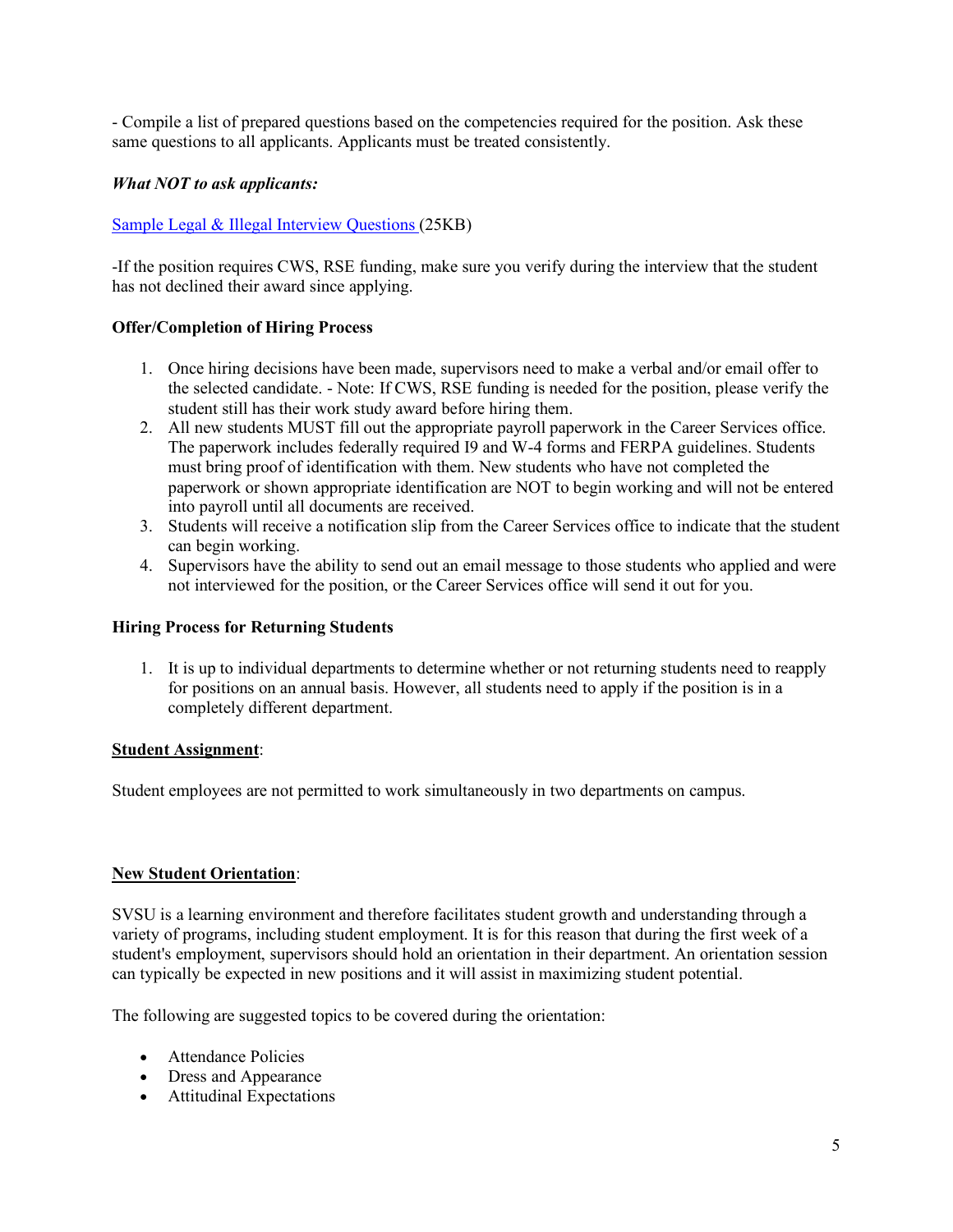- Compile a list of prepared questions based on the competencies required for the position. Ask these same questions to all applicants. Applicants must be treated consistently.

***What NOT to ask applicants:***

Sample Legal & Illegal Interview Questions (25KB)

-If the position requires CWS, RSE funding, make sure you verify during the interview that the student has not declined their award since applying.

**Offer/Completion of Hiring Process**

1. Once hiring decisions have been made, supervisors need to make a verbal and/or email offer to the selected candidate. - Note: If CWS, RSE funding is needed for the position, please verify the student still has their work study award before hiring them.
2. All new students MUST fill out the appropriate payroll paperwork in the Career Services office. The paperwork includes federally required I9 and W-4 forms and FERPA guidelines. Students must bring proof of identification with them. New students who have not completed the paperwork or shown appropriate identification are NOT to begin working and will not be entered into payroll until all documents are received.
3. Students will receive a notification slip from the Career Services office to indicate that the student can begin working.
4. Supervisors have the ability to send out an email message to those students who applied and were not interviewed for the position, or the Career Services office will send it out for you.

**Hiring Process for Returning Students**

1. It is up to individual departments to determine whether or not returning students need to reapply for positions on an annual basis. However, all students need to apply if the position is in a completely different department.

<u>**Student Assignment**</u>:

Student employees are not permitted to work simultaneously in two departments on campus.

<u>**New Student Orientation**</u>:

SVSU is a learning environment and therefore facilitates student growth and understanding through a variety of programs, including student employment. It is for this reason that during the first week of a student's employment, supervisors should hold an orientation in their department. An orientation session can typically be expected in new positions and it will assist in maximizing student potential.

The following are suggested topics to be covered during the orientation:

- Attendance Policies
- Dress and Appearance
- Attitudinal Expectations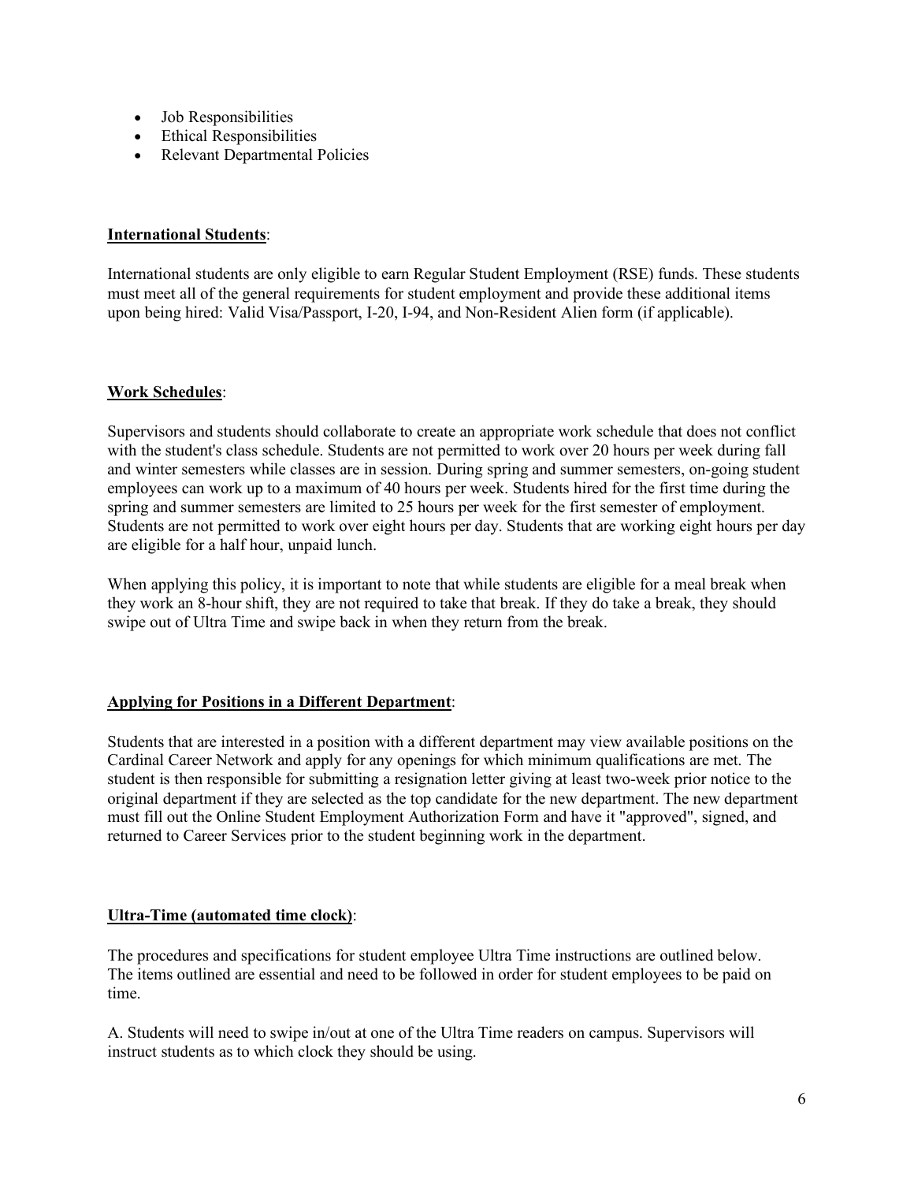- Job Responsibilities
- Ethical Responsibilities
- Relevant Departmental Policies

**International Students**:

International students are only eligible to earn Regular Student Employment (RSE) funds. These students must meet all of the general requirements for student employment and provide these additional items upon being hired: Valid Visa/Passport, I-20, I-94, and Non-Resident Alien form (if applicable).

**Work Schedules**:

Supervisors and students should collaborate to create an appropriate work schedule that does not conflict with the student's class schedule. Students are not permitted to work over 20 hours per week during fall and winter semesters while classes are in session. During spring and summer semesters, on-going student employees can work up to a maximum of 40 hours per week. Students hired for the first time during the spring and summer semesters are limited to 25 hours per week for the first semester of employment. Students are not permitted to work over eight hours per day. Students that are working eight hours per day are eligible for a half hour, unpaid lunch.

When applying this policy, it is important to note that while students are eligible for a meal break when they work an 8-hour shift, they are not required to take that break. If they do take a break, they should swipe out of Ultra Time and swipe back in when they return from the break.

**Applying for Positions in a Different Department**:

Students that are interested in a position with a different department may view available positions on the Cardinal Career Network and apply for any openings for which minimum qualifications are met. The student is then responsible for submitting a resignation letter giving at least two-week prior notice to the original department if they are selected as the top candidate for the new department. The new department must fill out the Online Student Employment Authorization Form and have it "approved", signed, and returned to Career Services prior to the student beginning work in the department.

**Ultra-Time (automated time clock)**:

The procedures and specifications for student employee Ultra Time instructions are outlined below. The items outlined are essential and need to be followed in order for student employees to be paid on time.

A. Students will need to swipe in/out at one of the Ultra Time readers on campus. Supervisors will instruct students as to which clock they should be using.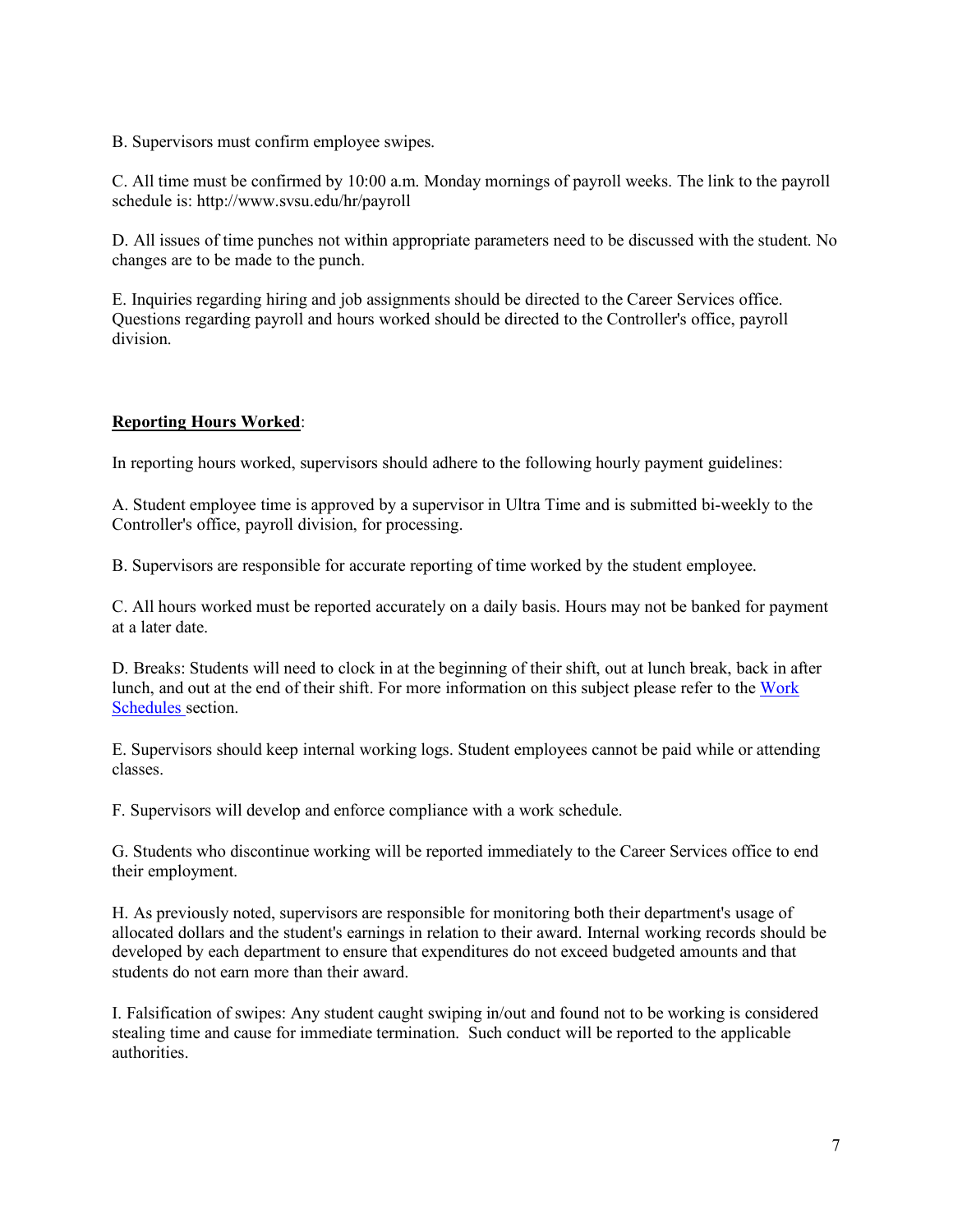B. Supervisors must confirm employee swipes.

C. All time must be confirmed by 10:00 a.m. Monday mornings of payroll weeks. The link to the payroll schedule is: http://www.svsu.edu/hr/payroll

D. All issues of time punches not within appropriate parameters need to be discussed with the student. No changes are to be made to the punch.

E. Inquiries regarding hiring and job assignments should be directed to the Career Services office. Questions regarding payroll and hours worked should be directed to the Controller's office, payroll division.

**Reporting Hours Worked**:

In reporting hours worked, supervisors should adhere to the following hourly payment guidelines:

A. Student employee time is approved by a supervisor in Ultra Time and is submitted bi-weekly to the Controller's office, payroll division, for processing.

B. Supervisors are responsible for accurate reporting of time worked by the student employee.

C. All hours worked must be reported accurately on a daily basis. Hours may not be banked for payment at a later date.

D. Breaks: Students will need to clock in at the beginning of their shift, out at lunch break, back in after lunch, and out at the end of their shift. For more information on this subject please refer to the Work Schedules section.

E. Supervisors should keep internal working logs. Student employees cannot be paid while or attending classes.

F. Supervisors will develop and enforce compliance with a work schedule.

G. Students who discontinue working will be reported immediately to the Career Services office to end their employment.

H. As previously noted, supervisors are responsible for monitoring both their department's usage of allocated dollars and the student's earnings in relation to their award. Internal working records should be developed by each department to ensure that expenditures do not exceed budgeted amounts and that students do not earn more than their award.

I. Falsification of swipes: Any student caught swiping in/out and found not to be working is considered stealing time and cause for immediate termination. Such conduct will be reported to the applicable authorities.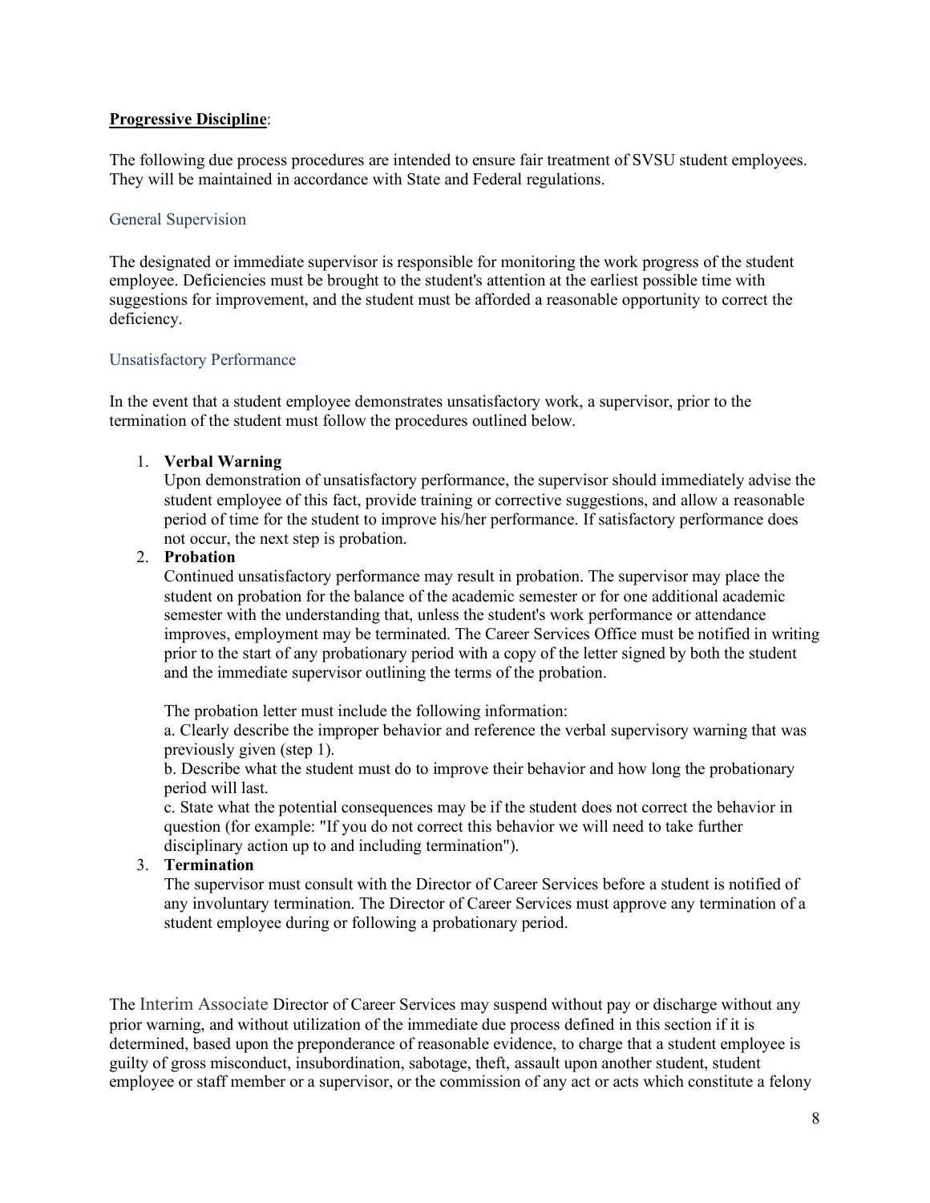**Progressive Discipline**:

The following due process procedures are intended to ensure fair treatment of SVSU student employees. They will be maintained in accordance with State and Federal regulations.

### General Supervision

The designated or immediate supervisor is responsible for monitoring the work progress of the student employee. Deficiencies must be brought to the student's attention at the earliest possible time with suggestions for improvement, and the student must be afforded a reasonable opportunity to correct the deficiency.

### Unsatisfactory Performance

In the event that a student employee demonstrates unsatisfactory work, a supervisor, prior to the termination of the student must follow the procedures outlined below.

1. **Verbal Warning**
   Upon demonstration of unsatisfactory performance, the supervisor should immediately advise the student employee of this fact, provide training or corrective suggestions, and allow a reasonable period of time for the student to improve his/her performance. If satisfactory performance does not occur, the next step is probation.
2. **Probation**
   Continued unsatisfactory performance may result in probation. The supervisor may place the student on probation for the balance of the academic semester or for one additional academic semester with the understanding that, unless the student's work performance or attendance improves, employment may be terminated. The Career Services Office must be notified in writing prior to the start of any probationary period with a copy of the letter signed by both the student and the immediate supervisor outlining the terms of the probation.

   The probation letter must include the following information:
   a. Clearly describe the improper behavior and reference the verbal supervisory warning that was previously given (step 1).
   b. Describe what the student must do to improve their behavior and how long the probationary period will last.
   c. State what the potential consequences may be if the student does not correct the behavior in question (for example: "If you do not correct this behavior we will need to take further disciplinary action up to and including termination").
3. **Termination**
   The supervisor must consult with the Director of Career Services before a student is notified of any involuntary termination. The Director of Career Services must approve any termination of a student employee during or following a probationary period.

The Interim Associate Director of Career Services may suspend without pay or discharge without any prior warning, and without utilization of the immediate due process defined in this section if it is determined, based upon the preponderance of reasonable evidence, to charge that a student employee is guilty of gross misconduct, insubordination, sabotage, theft, assault upon another student, student employee or staff member or a supervisor, or the commission of any act or acts which constitute a felony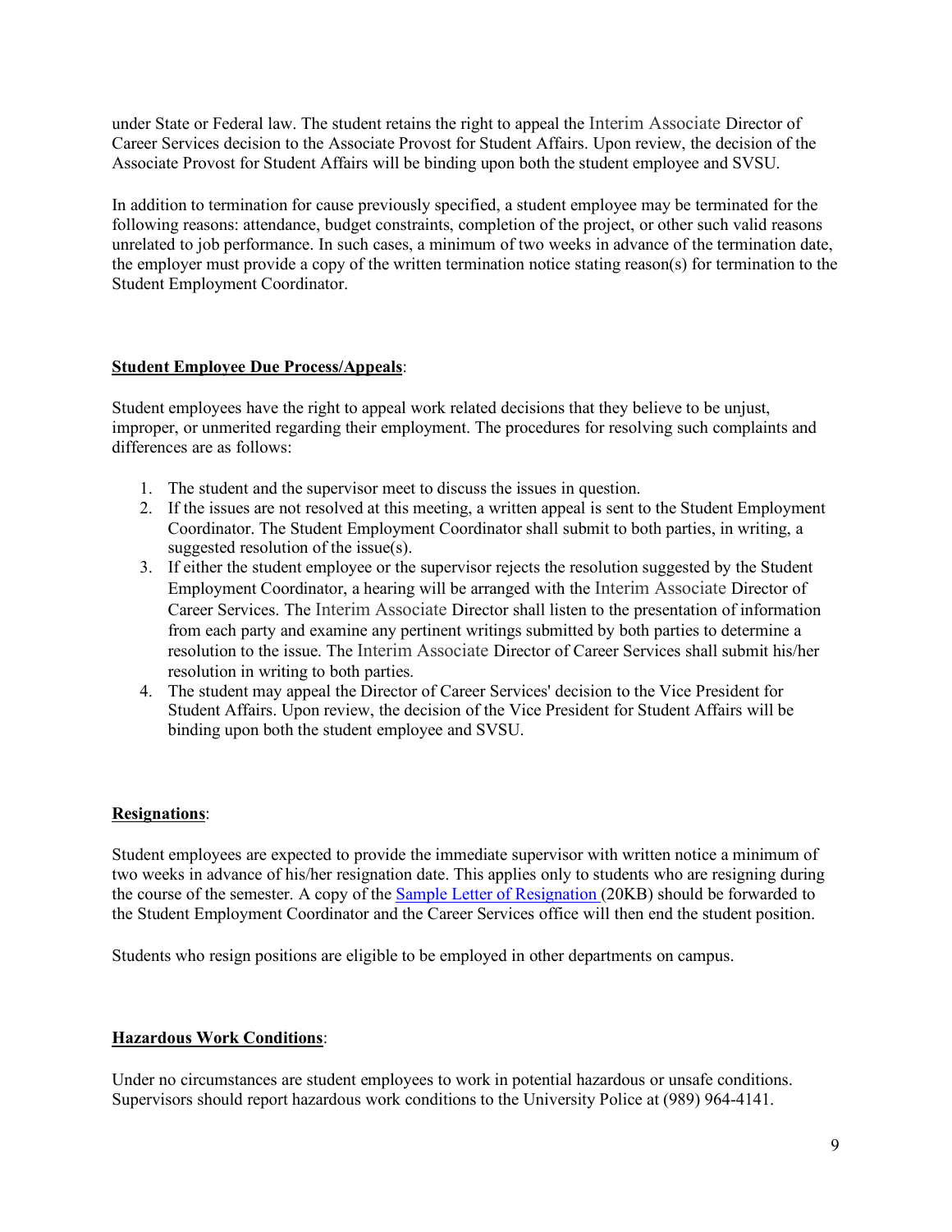under State or Federal law. The student retains the right to appeal the Interim Associate Director of Career Services decision to the Associate Provost for Student Affairs. Upon review, the decision of the Associate Provost for Student Affairs will be binding upon both the student employee and SVSU.

In addition to termination for cause previously specified, a student employee may be terminated for the following reasons: attendance, budget constraints, completion of the project, or other such valid reasons unrelated to job performance. In such cases, a minimum of two weeks in advance of the termination date, the employer must provide a copy of the written termination notice stating reason(s) for termination to the Student Employment Coordinator.

**Student Employee Due Process/Appeals**:

Student employees have the right to appeal work related decisions that they believe to be unjust, improper, or unmerited regarding their employment. The procedures for resolving such complaints and differences are as follows:

1. The student and the supervisor meet to discuss the issues in question.
2. If the issues are not resolved at this meeting, a written appeal is sent to the Student Employment Coordinator. The Student Employment Coordinator shall submit to both parties, in writing, a suggested resolution of the issue(s).
3. If either the student employee or the supervisor rejects the resolution suggested by the Student Employment Coordinator, a hearing will be arranged with the Interim Associate Director of Career Services. The Interim Associate Director shall listen to the presentation of information from each party and examine any pertinent writings submitted by both parties to determine a resolution to the issue. The Interim Associate Director of Career Services shall submit his/her resolution in writing to both parties.
4. The student may appeal the Director of Career Services' decision to the Vice President for Student Affairs. Upon review, the decision of the Vice President for Student Affairs will be binding upon both the student employee and SVSU.

**Resignations**:

Student employees are expected to provide the immediate supervisor with written notice a minimum of two weeks in advance of his/her resignation date. This applies only to students who are resigning during the course of the semester. A copy of the Sample Letter of Resignation (20KB) should be forwarded to the Student Employment Coordinator and the Career Services office will then end the student position.

Students who resign positions are eligible to be employed in other departments on campus.

**Hazardous Work Conditions**:

Under no circumstances are student employees to work in potential hazardous or unsafe conditions. Supervisors should report hazardous work conditions to the University Police at (989) 964-4141.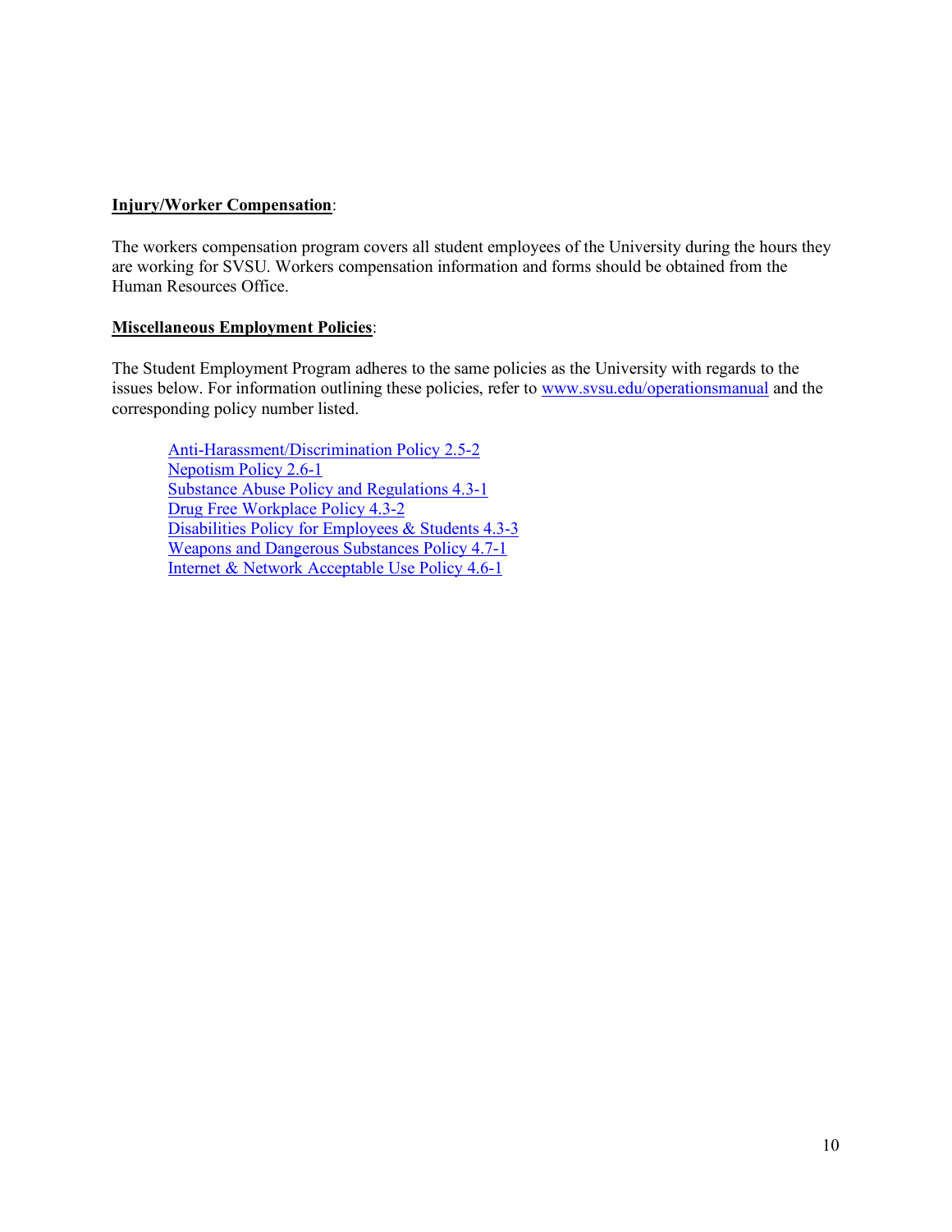**<u>Injury/Worker Compensation</u>**:

The workers compensation program covers all student employees of the University during the hours they are working for SVSU. Workers compensation information and forms should be obtained from the Human Resources Office.

**<u>Miscellaneous Employment Policies</u>**:

The Student Employment Program adheres to the same policies as the University with regards to the issues below. For information outlining these policies, refer to [www.svsu.edu/operationsmanual](www.svsu.edu/operationsmanual) and the corresponding policy number listed.

Anti-Harassment/Discrimination Policy 2.5-2
Nepotism Policy 2.6-1
Substance Abuse Policy and Regulations 4.3-1
Drug Free Workplace Policy 4.3-2
Disabilities Policy for Employees & Students 4.3-3
Weapons and Dangerous Substances Policy 4.7-1
Internet & Network Acceptable Use Policy 4.6-1